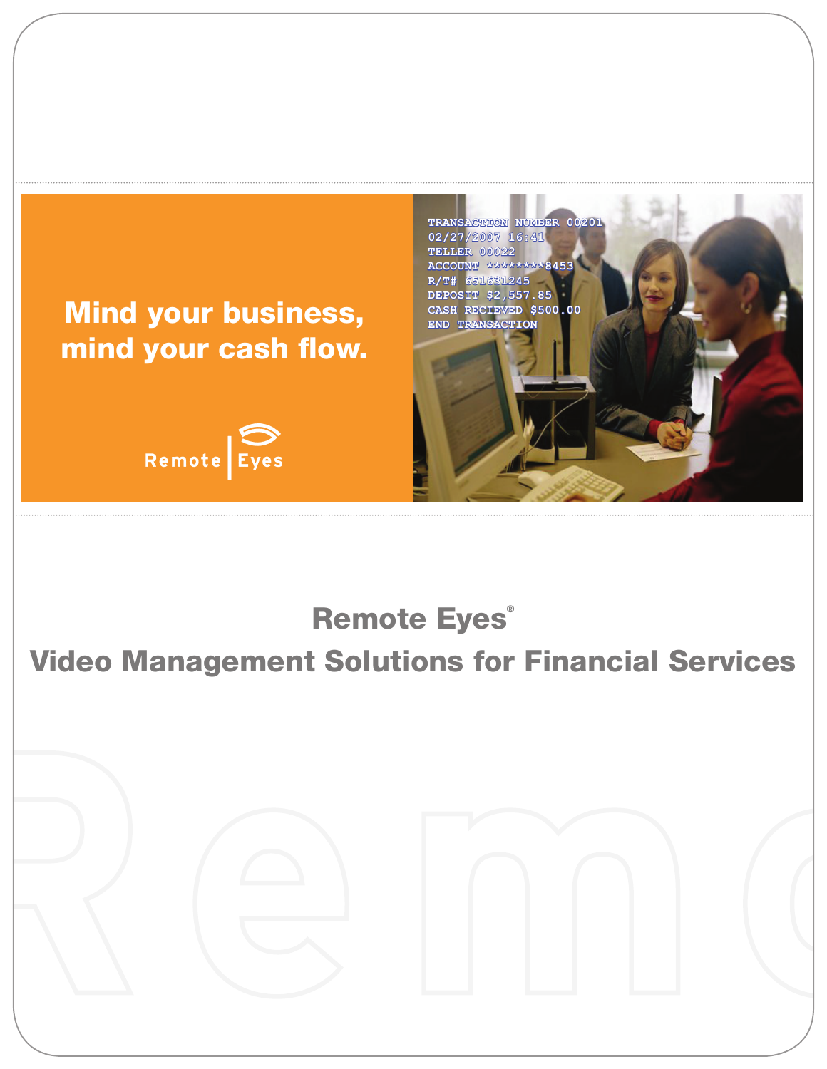**Mind your business, mind your cash flow.**

Remote | Eyes

TRANSACTION NUMBER 00201
02/27/2007 16:41
TELLER 00022
ACCOUNT ********8453
R/T# 651631245
DEPOSIT $2,557.85
CASH RECIEVED $500.00
END TRANSACTION

# Remote Eyes®

## Video Management Solutions for Financial Services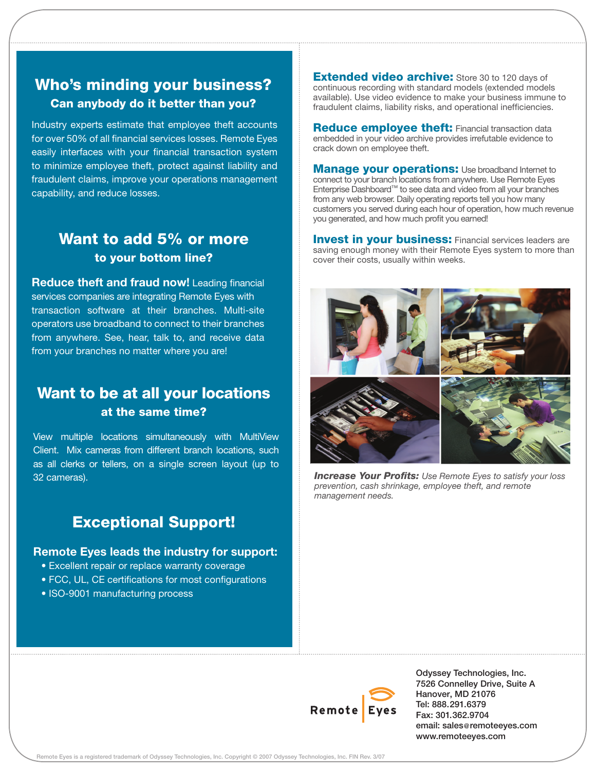## Who's minding your business?

### Can anybody do it better than you?

Industry experts estimate that employee theft accounts for over 50% of all financial services losses. Remote Eyes easily interfaces with your financial transaction system to minimize employee theft, protect against liability and fraudulent claims, improve your operations management capability, and reduce losses.

## Want to add 5% or more

### to your bottom line?

**Reduce theft and fraud now!** Leading financial services companies are integrating Remote Eyes with transaction software at their branches. Multi-site operators use broadband to connect to their branches from anywhere. See, hear, talk to, and receive data from your branches no matter where you are!

## Want to be at all your locations

### at the same time?

View multiple locations simultaneously with MultiView Client. Mix cameras from different branch locations, such as all clerks or tellers, on a single screen layout (up to 32 cameras).

## Exceptional Support!

### Remote Eyes leads the industry for support:

- Excellent repair or replace warranty coverage
- FCC, UL, CE certifications for most configurations
- ISO-9001 manufacturing process

**Extended video archive:** Store 30 to 120 days of continuous recording with standard models (extended models available). Use video evidence to make your business immune to fraudulent claims, liability risks, and operational inefficiencies.

**Reduce employee theft:** Financial transaction data embedded in your video archive provides irrefutable evidence to crack down on employee theft.

**Manage your operations:** Use broadband Internet to connect to your branch locations from anywhere. Use Remote Eyes Enterprise Dashboard™ to see data and video from all your branches from any web browser. Daily operating reports tell you how many customers you served during each hour of operation, how much revenue you generated, and how much profit you earned!

**Invest in your business:** Financial services leaders are saving enough money with their Remote Eyes system to more than cover their costs, usually within weeks.

***Increase Your Profits:*** *Use Remote Eyes to satisfy your loss prevention, cash shrinkage, employee theft, and remote management needs.*

Remote Eyes

Odyssey Technologies, Inc.
7526 Connelley Drive, Suite A
Hanover, MD 21076
Tel: 888.291.6379
Fax: 301.362.9704
email: sales@remoteeyes.com
www.remoteeyes.com

Remote Eyes is a registered trademark of Odyssey Technologies, Inc. Copyright © 2007 Odyssey Technologies, Inc. FIN Rev. 3/07